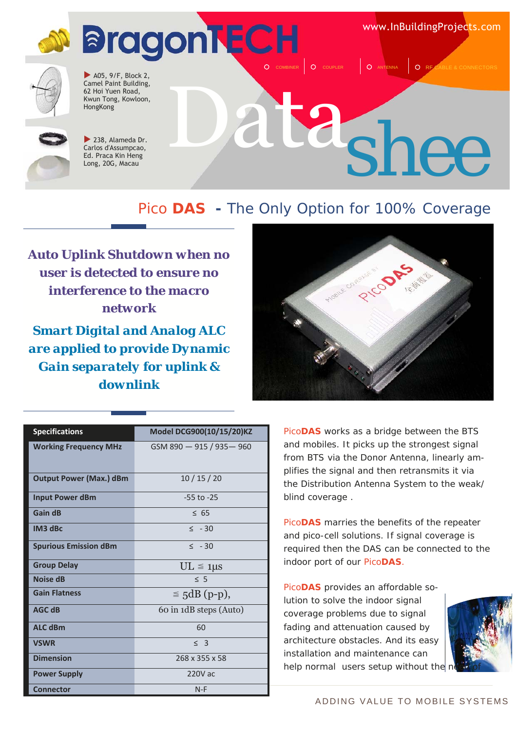# DragonTECH

www.InBuildingProjects.com

COMBINER | COUPLER | ANTENNA | RF CABLE & CONNECTORS

A05, 9/F, Block 2, Camel Paint Building, 62 Hoi Yuen Road, Kwun Tong, Kowloon, HongKong

238, Alameda Dr. Carlos d'Assumpcao, Ed. Praca Kin Heng Long, 20G, Macau

# Datashee

## Pico DAS - The Only Option for 100% Coverage

**Auto Uplink Shutdown when no user is detected to ensure no interference to the macro network**

**Smart Digital and Analog ALC are applied to provide Dynamic Gain separately for uplink & downlink**

| Specifications | Model DCG900(10/15/20)KZ |
|---|---|
| Working Frequency MHz | GSM 890 — 915 / 935— 960 |
| Output Power (Max.) dBm | 10 / 15 / 20 |
| Input Power dBm | -55 to -25 |
| Gain dB | ≤ 65 |
| IM3 dBc | ≤ -30 |
| Spurious Emission dBm | ≤ -30 |
| Group Delay | UL ≦ 1μs |
| Noise dB | ≤ 5 |
| Gain Flatness | ≦ 5dB (p-p), |
| AGC dB | 60 in 1dB steps (Auto) |
| ALC dBm | 60 |
| VSWR | ≤ 3 |
| Dimension | 268 x 355 x 58 |
| Power Supply | 220V ac |
| Connector | N-F |

PicoDAS works as a bridge between the BTS and mobiles. It picks up the strongest signal from BTS via the Donor Antenna, linearly amplifies the signal and then retransmits it via the Distribution Antenna System to the weak/ blind coverage .

PicoDAS marries the benefits of the repeater and pico-cell solutions. If signal coverage is required then the DAS can be connected to the indoor port of our PicoDAS.

PicoDAS provides an affordable solution to solve the indoor signal coverage problems due to signal fading and attenuation caused by architecture obstacles. And its easy installation and maintenance can help normal users setup without the need of

ADDING VALUE TO MOBILE SYSTEMS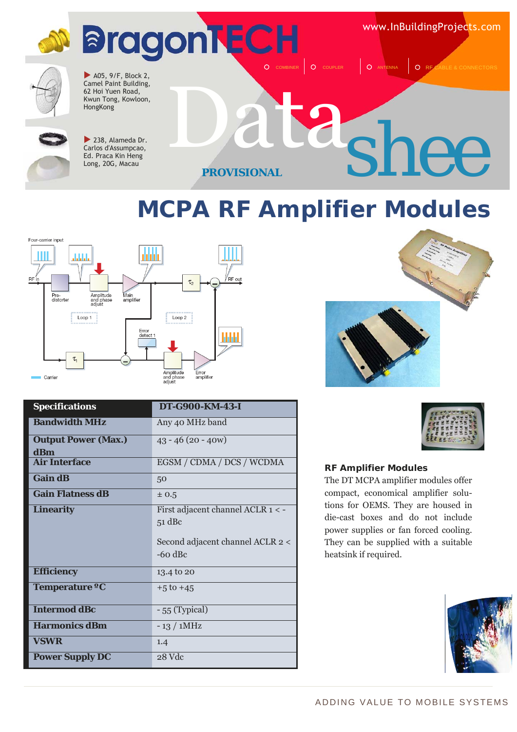DragonTECH

www.InBuildingProjects.com

COMBINER | COUPLER | ANTENNA | RF CABLE & CONNECTORS

A05, 9/F, Block 2, Camel Paint Building, 62 Hoi Yuen Road, Kwun Tong, Kowloon, HongKong

238, Alameda Dr. Carlos d'Assumpcao, Ed. Praca Kin Heng Long, 20G, Macau

Datashee

PROVISIONAL

# MCPA RF Amplifier Modules

| Specifications | DT-G900-KM-43-I |
|---|---|
| Bandwidth MHz | Any 40 MHz band |
| Output Power (Max.) dBm | 43 - 46 (20 - 40w) |
| Air Interface | EGSM / CDMA / DCS / WCDMA |
| Gain dB | 50 |
| Gain Flatness dB | ± 0.5 |
| Linearity | First adjacent channel ACLR 1 < -51 dBc<br><br>Second adjacent channel ACLR 2 < -60 dBc |
| Efficiency | 13.4 to 20 |
| Temperature ºC | +5 to +45 |
| Intermod dBc | - 55 (Typical) |
| Harmonics dBm | - 13 / 1MHz |
| VSWR | 1.4 |
| Power Supply DC | 28 Vdc |

### RF Amplifier Modules

The DT MCPA amplifier modules offer compact, economical amplifier solutions for OEMS. They are housed in die-cast boxes and do not include power supplies or fan forced cooling. They can be supplied with a suitable heatsink if required.

ADDING VALUE TO MOBILE SYSTEMS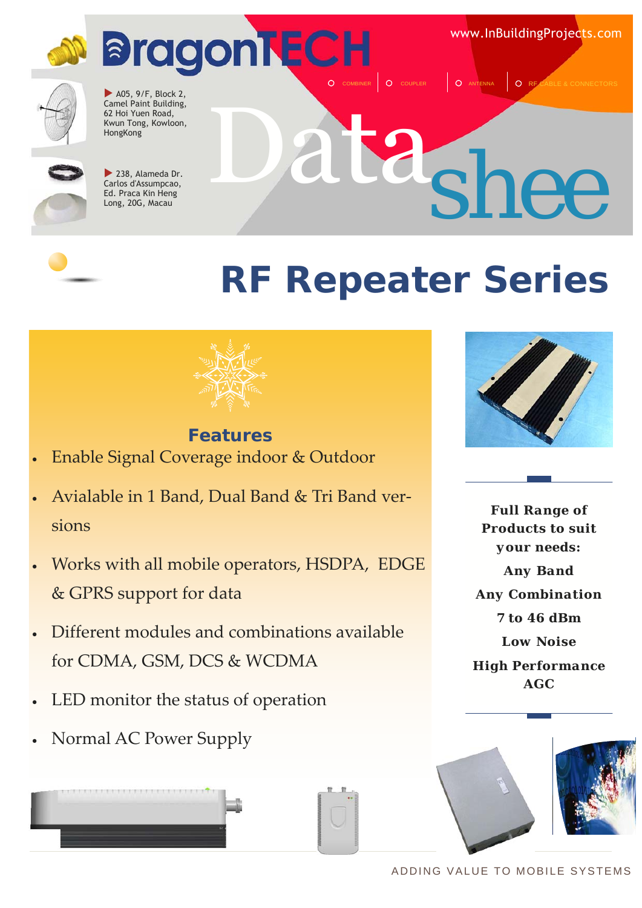# DragonTECH

www.InBuildingProjects.com

COMBINER | COUPLER | ANTENNA | RF CABLE & CONNECTORS

A05, 9/F, Block 2, Camel Paint Building, 62 Hoi Yuen Road, Kwun Tong, Kowloon, HongKong

238, Alameda Dr. Carlos d'Assumpcao, Ed. Praca Kin Heng Long, 20G, Macau

Datashee

# RF Repeater Series

## Features

- Enable Signal Coverage indoor & Outdoor
- Avialable in 1 Band, Dual Band & Tri Band versions
- Works with all mobile operators, HSDPA, EDGE & GPRS support for data
- Different modules and combinations available for CDMA, GSM, DCS & WCDMA
- LED monitor the status of operation
- Normal AC Power Supply

**Full Range of Products to suit your needs:**

**Any Band**

**Any Combination**

**7 to 46 dBm**

**Low Noise**

**High Performance AGC**

ADDING VALUE TO MOBILE SYSTEMS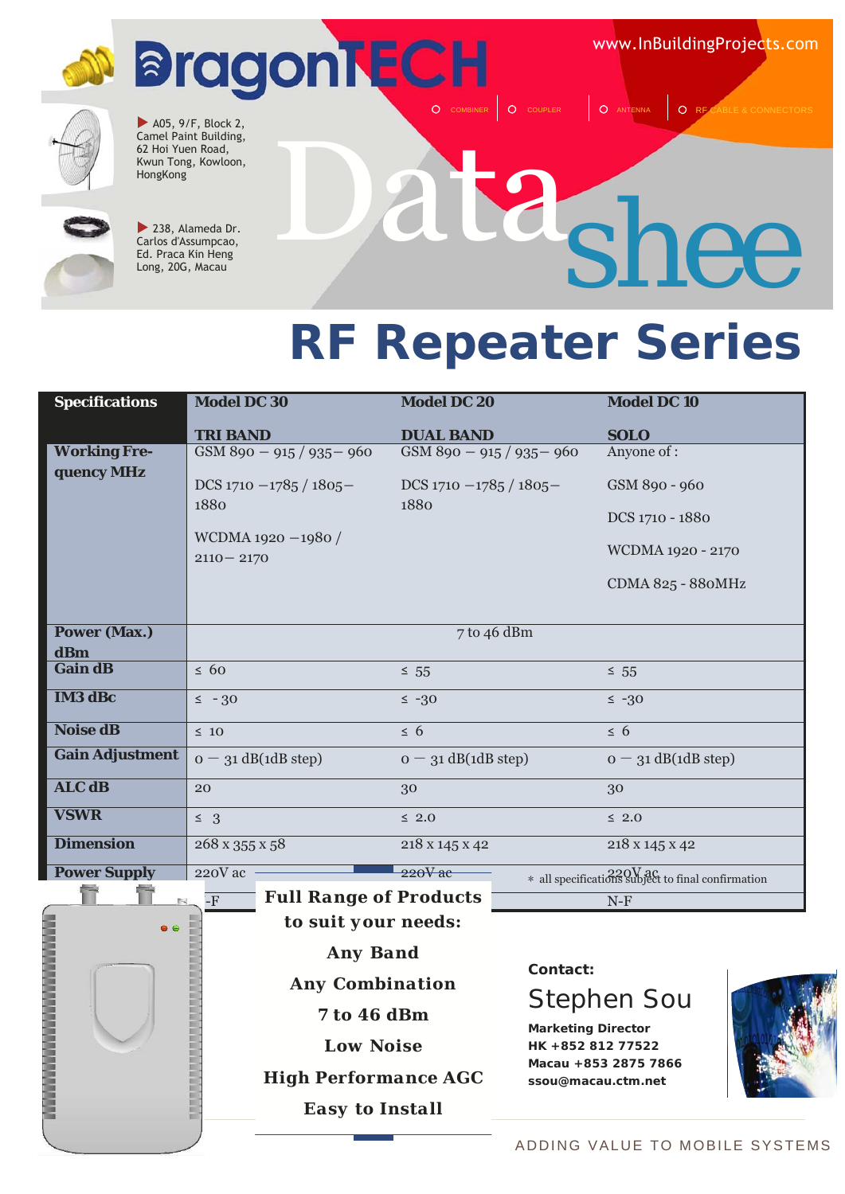# DragonTECH

www.InBuildingProjects.com

COMBINER | COUPLER | ANTENNA | RF CABLE & CONNECTORS

A05, 9/F, Block 2, Camel Paint Building, 62 Hoi Yuen Road, Kwun Tong, Kowloon, HongKong

238, Alameda Dr. Carlos d'Assumpcao, Ed. Praca Kin Heng Long, 20G, Macau

Datashee

# RF Repeater Series

| Specifications | Model DC 30<br><br>TRI BAND | Model DC 20<br><br>DUAL BAND | Model DC 10<br><br>SOLO |
|---|---|---|---|
| Working Frequency MHz | GSM 890 – 915 / 935– 960<br><br>DCS 1710 –1785 / 1805–1880<br><br>WCDMA 1920 –1980 / 2110– 2170 | GSM 890 – 915 / 935– 960<br><br>DCS 1710 –1785 / 1805–1880 | Anyone of :<br><br>GSM 890 - 960<br><br>DCS 1710 - 1880<br><br>WCDMA 1920 - 2170<br><br>CDMA 825 - 880MHz |
| Power (Max.) dBm | 7 to 46 dBm | | |
| Gain dB | ≤ 60 | ≤ 55 | ≤ 55 |
| IM3 dBc | ≤ -30 | ≤ -30 | ≤ -30 |
| Noise dB | ≤ 10 | ≤ 6 | ≤ 6 |
| Gain Adjustment | 0 – 31 dB(1dB step) | 0 – 31 dB(1dB step) | 0 – 31 dB(1dB step) |
| ALC dB | 20 | 30 | 30 |
| VSWR | ≤ 3 | ≤ 2.0 | ≤ 2.0 |
| Dimension | 268 x 355 x 58 | 218 x 145 x 42 | 218 x 145 x 42 |
| Power Supply | 220V ac | 220V ac | 220V ac |
| | -F | | N-F |

* all specifications subject to final confirmation

**Full Range of Products to suit your needs:**

**Any Band**

**Any Combination**

**7 to 46 dBm**

**Low Noise**

**High Performance AGC**

**Easy to Install**

**Contact:**

Stephen Sou

**Marketing Director**
**HK +852 812 77522**
**Macau +853 2875 7866**
**ssou@macau.ctm.net**

ADDING VALUE TO MOBILE SYSTEMS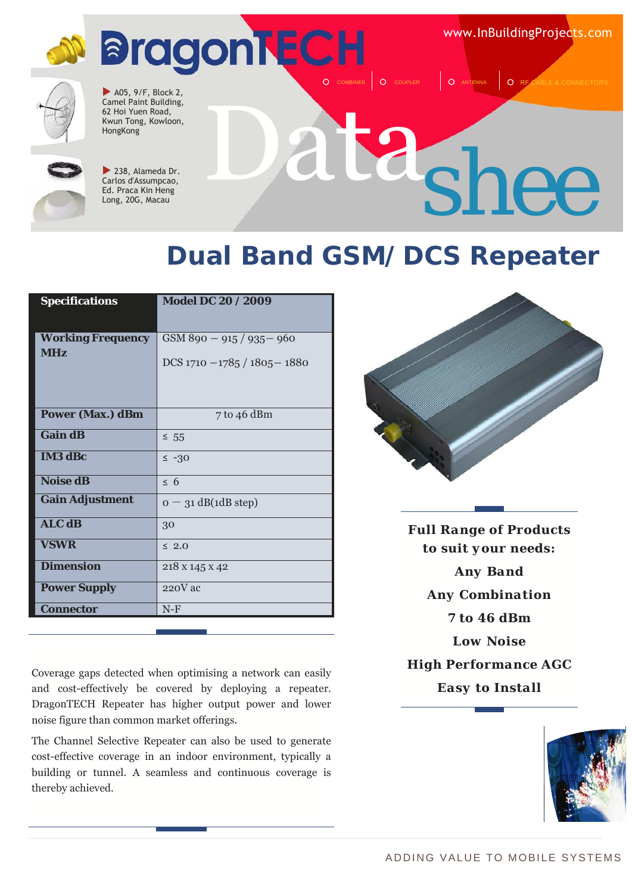# DragonTECH

www.InBuildingProjects.com

COMBINER | COUPLER | ANTENNA | RF CABLE & CONNECTORS

A05, 9/F, Block 2, Camel Paint Building, 62 Hoi Yuen Road, Kwun Tong, Kowloon, HongKong

238, Alameda Dr. Carlos d'Assumpcao, Ed. Praca Kin Heng Long, 20G, Macau

Datashee

# Dual Band GSM/ DCS Repeater

| Specifications | Model DC 20 / 2009 |
|---|---|
| Working Frequency MHz | GSM 890 – 915 / 935– 960<br>DCS 1710 –1785 / 1805– 1880 |
| Power (Max.) dBm | 7 to 46 dBm |
| Gain dB | ≤ 55 |
| IM3 dBc | ≤ -30 |
| Noise dB | ≤ 6 |
| Gain Adjustment | 0 — 31 dB(1dB step) |
| ALC dB | 30 |
| VSWR | ≤ 2.0 |
| Dimension | 218 x 145 x 42 |
| Power Supply | 220V ac |
| Connector | N-F |

**Full Range of Products to suit your needs:**

**Any Band**

**Any Combination**

**7 to 46 dBm**

**Low Noise**

**High Performance AGC**

**Easy to Install**

Coverage gaps detected when optimising a network can easily and cost-effectively be covered by deploying a repeater. DragonTECH Repeater has higher output power and lower noise figure than common market offerings.

The Channel Selective Repeater can also be used to generate cost-effective coverage in an indoor environment, typically a building or tunnel. A seamless and continuous coverage is thereby achieved.

ADDING VALUE TO MOBILE SYSTEMS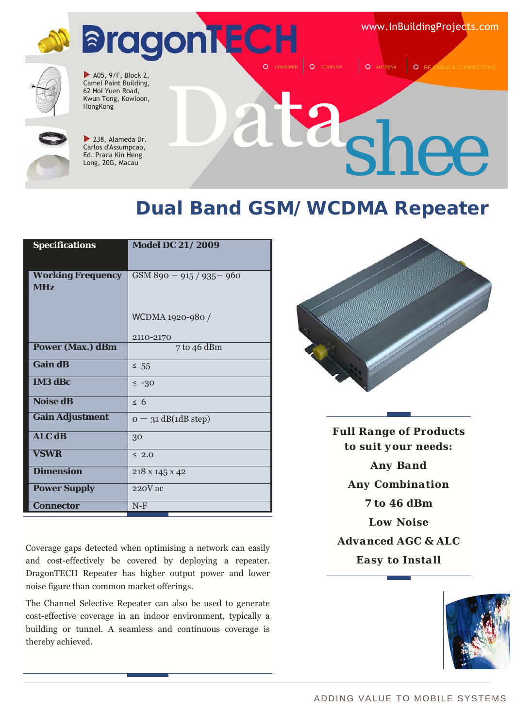DragonTECH

www.InBuildingProjects.com

A05, 9/F, Block 2, Camel Paint Building, 62 Hoi Yuen Road, Kwun Tong, Kowloon, HongKong

238, Alameda Dr. Carlos d'Assumpcao, Ed. Praca Kin Heng Long, 20G, Macau

COMBINER | COUPLER | ANTENNA | RF CABLE & CONNECTORS

Datasheet

# Dual Band GSM/ WCDMA Repeater

| Specifications | Model DC 21/ 2009 |
|---|---|
| Working Frequency MHz | GSM 890 – 915 / 935– 960<br><br>WCDMA 1920-980 /<br><br>2110-2170 |
| Power (Max.) dBm | 7 to 46 dBm |
| Gain dB | ≤ 55 |
| IM3 dBc | ≤ -30 |
| Noise dB | ≤ 6 |
| Gain Adjustment | 0 – 31 dB(1dB step) |
| ALC dB | 30 |
| VSWR | ≤ 2.0 |
| Dimension | 218 x 145 x 42 |
| Power Supply | 220V ac |
| Connector | N-F |

**Full Range of Products to suit your needs:**

**Any Band**

**Any Combination**

**7 to 46 dBm**

**Low Noise**

**Advanced AGC & ALC**

**Easy to Install**

Coverage gaps detected when optimising a network can easily and cost-effectively be covered by deploying a repeater. DragonTECH Repeater has higher output power and lower noise figure than common market offerings.

The Channel Selective Repeater can also be used to generate cost-effective coverage in an indoor environment, typically a building or tunnel. A seamless and continuous coverage is thereby achieved.

ADDING VALUE TO MOBILE SYSTEMS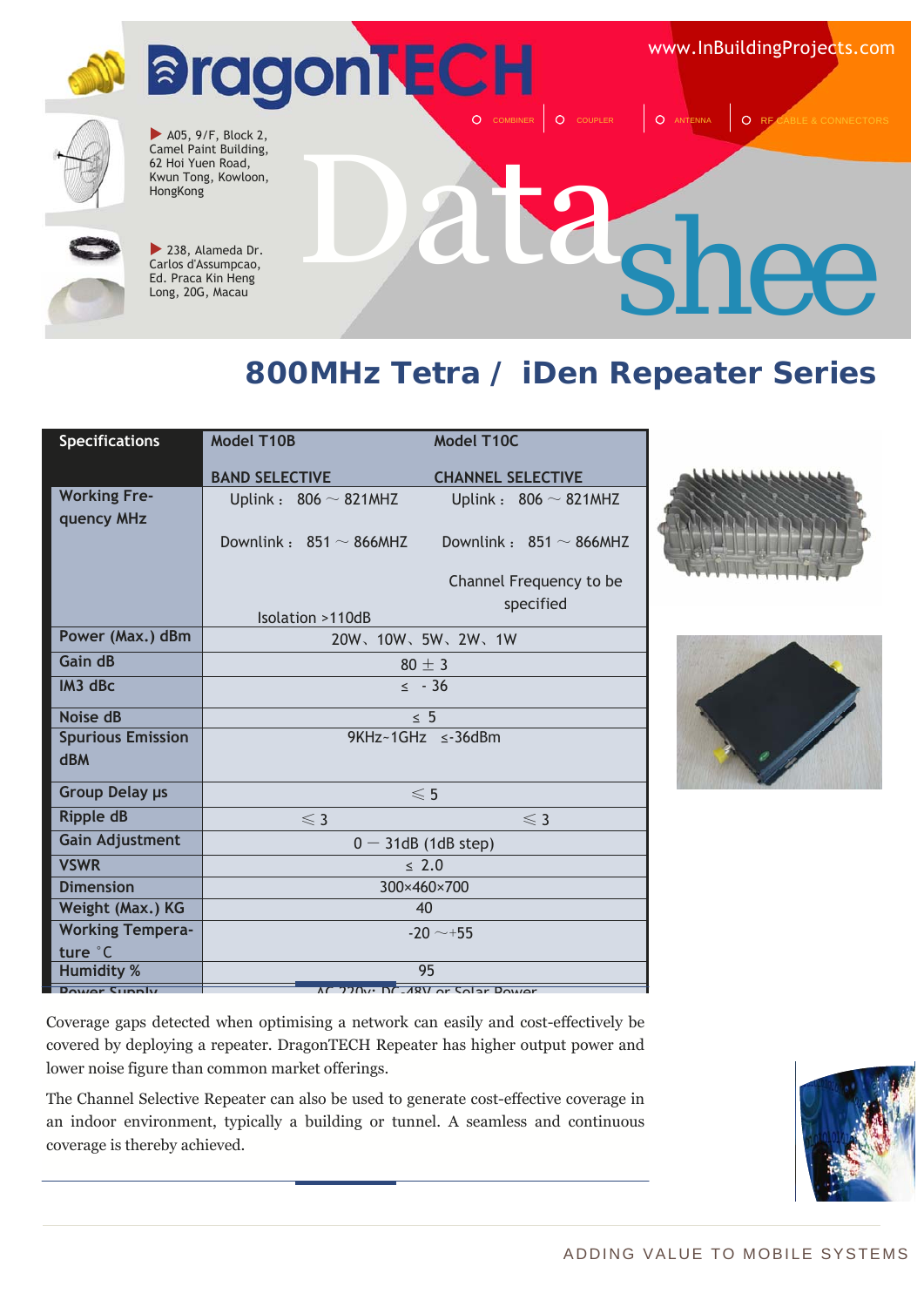# DragonTECH

▶ A05, 9/F, Block 2, Camel Paint Building, 62 Hoi Yuen Road, Kwun Tong, Kowloon, HongKong

▶ 238, Alameda Dr. Carlos d'Assumpcao, Ed. Praca Kin Heng Long, 20G, Macau

www.InBuildingProjects.com

COMBINER | COUPLER | ANTENNA | RF CABLE & CONNECTORS

Datashee

## 800MHz Tetra / iDen Repeater Series

| Specifications | Model T10B BAND SELECTIVE | Model T10C CHANNEL SELECTIVE |
|---|---|---|
| Working Frequency MHz | Uplink： 806 ～ 821MHZ<br>Downlink： 851 ～ 866MHZ<br>Isolation >110dB | Uplink： 806 ～ 821MHZ<br>Downlink： 851 ～ 866MHZ<br>Channel Frequency to be specified |
| Power (Max.) dBm | 20W、10W、5W、2W、1W | |
| Gain dB | 80 ± 3 | |
| IM3 dBc | ≤ - 36 | |
| Noise dB | ≤ 5 | |
| Spurious Emission dBM | 9KHz~1GHz ≤-36dBm | |
| Group Delay µs | ≤ 5 | |
| Ripple dB | ≤ 3 | ≤ 3 |
| Gain Adjustment | 0 — 31dB (1dB step) | |
| VSWR | ≤ 2.0 | |
| Dimension | 300×460×700 | |
| Weight (Max.) KG | 40 | |
| Working Temperature °C | -20 ～+55 | |
| Humidity % | 95 | |
| Power Supply | AC 220v; DC-48V or Solar Power | |

Coverage gaps detected when optimising a network can easily and cost-effectively be covered by deploying a repeater. DragonTECH Repeater has higher output power and lower noise figure than common market offerings.

The Channel Selective Repeater can also be used to generate cost-effective coverage in an indoor environment, typically a building or tunnel. A seamless and continuous coverage is thereby achieved.

ADDING VALUE TO MOBILE SYSTEMS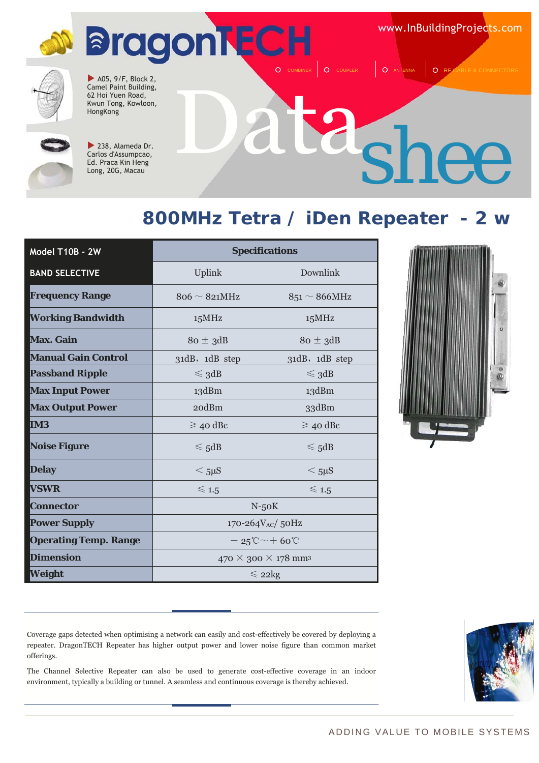# DragonTECH

www.InBuildingProjects.com

COMBINER | COUPLER | ANTENNA | RF CABLE & CONNECTORS

A05, 9/F, Block 2, Camel Paint Building, 62 Hoi Yuen Road, Kwun Tong, Kowloon, HongKong

238, Alameda Dr. Carlos d'Assumpcao, Ed. Praca Kin Heng Long, 20G, Macau

Datasheet

## 800MHz Tetra / iDen Repeater - 2 w

| Model T10B - 2W | Specifications | |
|---|---|---|
| BAND SELECTIVE | Uplink | Downlink |
| **Frequency Range** | 806 ~ 821MHz | 851 ~ 866MHz |
| **Working Bandwidth** | 15MHz | 15MHz |
| **Max. Gain** | 80 ± 3dB | 80 ± 3dB |
| **Manual Gain Control** | 31dB, 1dB step | 31dB, 1dB step |
| **Passband Ripple** | ≤ 3dB | ≤ 3dB |
| **Max Input Power** | 13dBm | 13dBm |
| **Max Output Power** | 20dBm | 33dBm |
| **IM3** | ≥ 40 dBc | ≥ 40 dBc |
| **Noise Figure** | ≤ 5dB | ≤ 5dB |
| **Delay** | < 5μS | < 5μS |
| **VSWR** | ≤ 1.5 | ≤ 1.5 |
| **Connector** | N-50K | |
| **Power Supply** | 170-264V$_{AC}$/ 50Hz | |
| **Operating Temp. Range** | −25℃ ~ +60℃ | |
| **Dimension** | 470 × 300 × 178 mm³ | |
| **Weight** | ≤ 22kg | |

Coverage gaps detected when optimising a network can easily and cost-effectively be covered by deploying a repeater. DragonTECH Repeater has higher output power and lower noise figure than common market offerings.

The Channel Selective Repeater can also be used to generate cost-effective coverage in an indoor environment, typically a building or tunnel. A seamless and continuous coverage is thereby achieved.

ADDING VALUE TO MOBILE SYSTEMS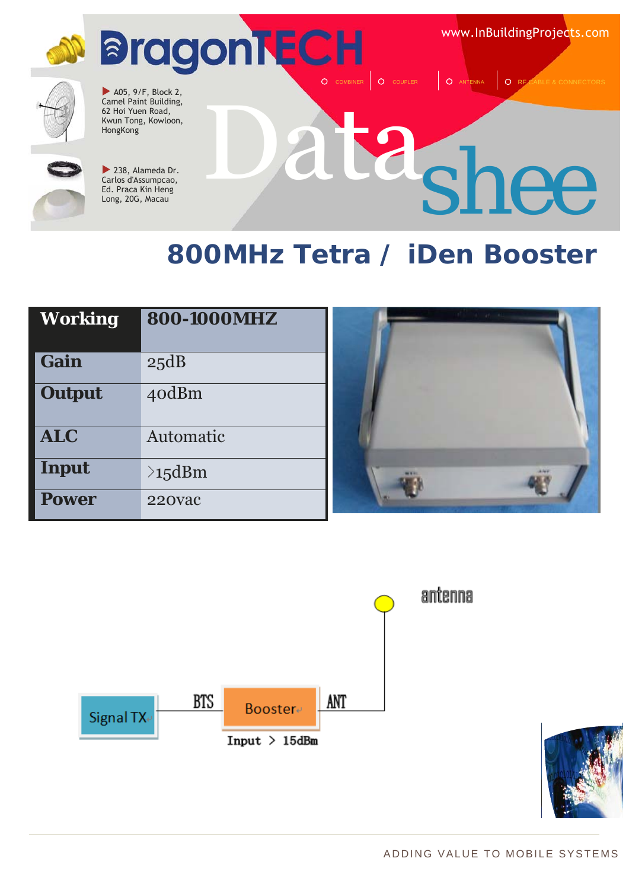DragonTECH

www.InBuildingProjects.com

COMBINER | COUPLER | ANTENNA | RF CABLE & CONNECTORS

A05, 9/F, Block 2, Camel Paint Building, 62 Hoi Yuen Road, Kwun Tong, Kowloon, HongKong

238, Alameda Dr. Carlos d'Assumpcao, Ed. Praca Kin Heng Long, 20G, Macau

Datashee

# 800MHz Tetra / iDen Booster

| Working | 800-1000MHZ |
|---|---|
| Gain | 25dB |
| Output | 40dBm |
| ALC | Automatic |
| Input | >15dBm |
| Power | 220vac |

antenna

Signal TX — BTS — Booster — ANT

Input > 15dBm

ADDING VALUE TO MOBILE SYSTEMS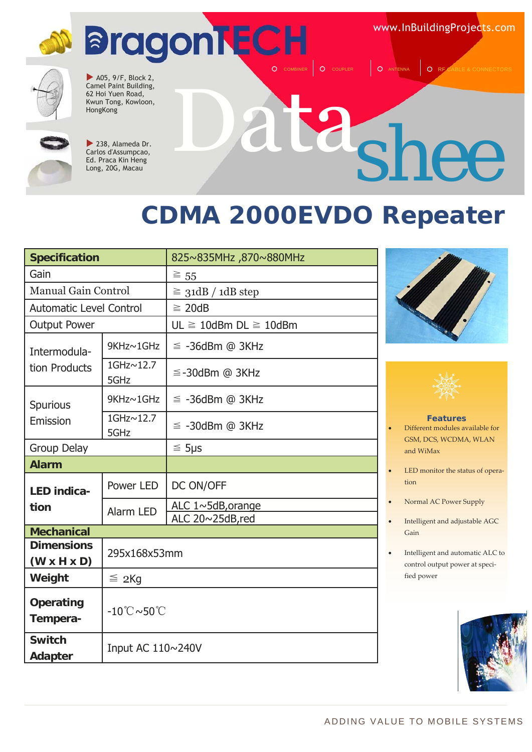# DragonTECH

www.InBuildingProjects.com

COMBINER | COUPLER | ANTENNA | RF CABLE & CONNECTORS

A05, 9/F, Block 2, Camel Paint Building, 62 Hoi Yuen Road, Kwun Tong, Kowloon, HongKong

238, Alameda Dr. Carlos d'Assumpcao, Ed. Praca Kin Heng Long, 20G, Macau

Datasheet

# CDMA 2000EVDO Repeater

| **Specification** | | 825~835MHz ,870~880MHz |
|---|---|---|
| Gain | | ≧ 55 |
| Manual Gain Control | | ≧ 31dB / 1dB step |
| Automatic Level Control | | ≧ 20dB |
| Output Power | | UL ≧ 10dBm DL ≧ 10dBm |
| Intermodulation Products | 9KHz~1GHz | ≦ -36dBm @ 3KHz |
| | 1GHz~12.75GHz | ≦-30dBm @ 3KHz |
| Spurious Emission | 9KHz~1GHz | ≦ -36dBm @ 3KHz |
| | 1GHz~12.75GHz | ≦ -30dBm @ 3KHz |
| Group Delay | | ≦ 5μs |
| **Alarm** | | |
| **LED indication** | Power LED | DC ON/OFF |
| | Alarm LED | ALC 1~5dB,orange |
| | | ALC 20~25dB,red |
| **Mechanical** | | |
| **Dimensions (W x H x D)** | 295x168x53mm | |
| **Weight** | ≦ 2Kg | |
| **Operating Tempera-** | -10℃~50℃ | |
| **Switch Adapter** | Input AC 110~240V | |

**Features**

- Different modules available for GSM, DCS, WCDMA, WLAN and WiMax
- LED monitor the status of operation
- Normal AC Power Supply
- Intelligent and adjustable AGC Gain
- Intelligent and automatic ALC to control output power at specified power

ADDING VALUE TO MOBILE SYSTEMS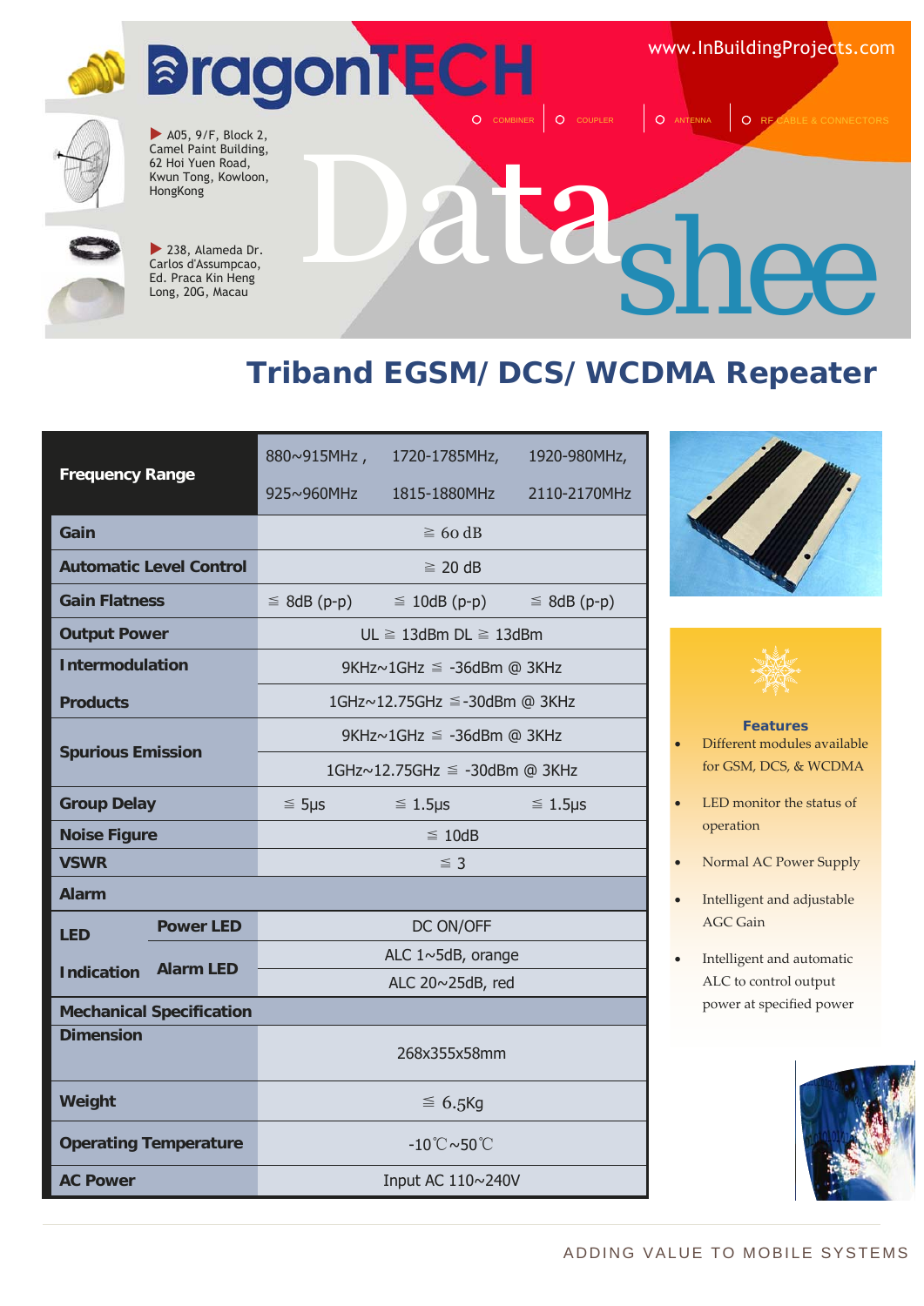DragonTECH

A05, 9/F, Block 2, Camel Paint Building, 62 Hoi Yuen Road, Kwun Tong, Kowloon, HongKong

238, Alameda Dr. Carlos d'Assumpcao, Ed. Praca Kin Heng Long, 20G, Macau

www.InBuildingProjects.com

COMBINER | COUPLER | ANTENNA | RF CABLE & CONNECTORS

Datashee

# Triband EGSM/ DCS/ WCDMA Repeater

| Parameter | | | | |
|---|---|---|---|---|
| Frequency Range | | 880~915MHz, 925~960MHz | 1720-1785MHz, 1815-1880MHz | 1920-980MHz, 2110-2170MHz |
| Gain | | ≧ 60 dB | | |
| Automatic Level Control | | ≧ 20 dB | | |
| Gain Flatness | | ≦ 8dB (p-p) | ≦ 10dB (p-p) | ≦ 8dB (p-p) |
| Output Power | | UL ≧ 13dBm DL ≧ 13dBm | | |
| Intermodulation Products | | 9KHz~1GHz ≦ -36dBm @ 3KHz | | |
| | | 1GHz~12.75GHz ≦-30dBm @ 3KHz | | |
| Spurious Emission | | 9KHz~1GHz ≦ -36dBm @ 3KHz | | |
| | | 1GHz~12.75GHz ≦ -30dBm @ 3KHz | | |
| Group Delay | | ≦ 5μs | ≦ 1.5μs | ≦ 1.5μs |
| Noise Figure | | ≦ 10dB | | |
| VSWR | | ≦ 3 | | |
| Alarm | | | | |
| LED Indication | Power LED | DC ON/OFF | | |
| | Alarm LED | ALC 1~5dB, orange | | |
| | | ALC 20~25dB, red | | |
| Mechanical Specification | | | | |
| Dimension | | 268x355x58mm | | |
| Weight | | ≦ 6.5Kg | | |
| Operating Temperature | | -10℃~50℃ | | |
| AC Power | | Input AC 110~240V | | |

**Features**

- Different modules available for GSM, DCS, & WCDMA
- LED monitor the status of operation
- Normal AC Power Supply
- Intelligent and adjustable AGC Gain
- Intelligent and automatic ALC to control output power at specified power

ADDING VALUE TO MOBILE SYSTEMS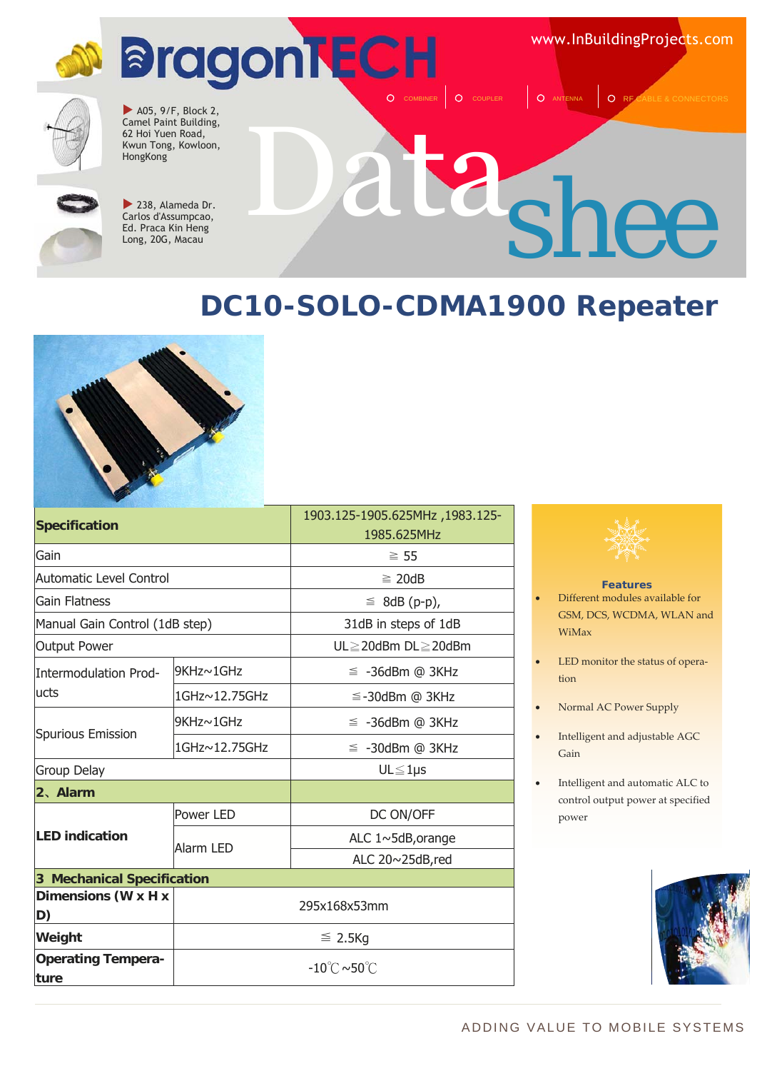DragonTECH

A05, 9/F, Block 2, Camel Paint Building, 62 Hoi Yuen Road, Kwun Tong, Kowloon, HongKong

238, Alameda Dr. Carlos d'Assumpcao, Ed. Praca Kin Heng Long, 20G, Macau

www.InBuildingProjects.com

COMBINER | COUPLER | ANTENNA | RF CABLE & CONNECTORS

Datasheet

# DC10-SOLO-CDMA1900 Repeater

| **Specification** | | 1903.125-1905.625MHz ,1983.125-1985.625MHz |
|---|---|---|
| Gain | | ≧ 55 |
| Automatic Level Control | | ≧ 20dB |
| Gain Flatness | | ≦ 8dB (p-p), |
| Manual Gain Control (1dB step) | | 31dB in steps of 1dB |
| Output Power | | UL≧20dBm DL≧20dBm |
| Intermodulation Products | 9KHz~1GHz | ≦ -36dBm @ 3KHz |
| | 1GHz~12.75GHz | ≦-30dBm @ 3KHz |
| Spurious Emission | 9KHz~1GHz | ≦ -36dBm @ 3KHz |
| | 1GHz~12.75GHz | ≦ -30dBm @ 3KHz |
| Group Delay | | UL≦1μs |
| **2、Alarm** | | |
| **LED indication** | Power LED | DC ON/OFF |
| | Alarm LED | ALC 1~5dB,orange |
| | | ALC 20~25dB,red |
| **3 Mechanical Specification** | | |
| **Dimensions (W x H x D)** | 295x168x53mm | |
| **Weight** | ≦ 2.5Kg | |
| **Operating Temperature** | -10℃ ~50℃ | |

**Features**

- Different modules available for GSM, DCS, WCDMA, WLAN and WiMax
- LED monitor the status of operation
- Normal AC Power Supply
- Intelligent and adjustable AGC Gain
- Intelligent and automatic ALC to control output power at specified power

ADDING VALUE TO MOBILE SYSTEMS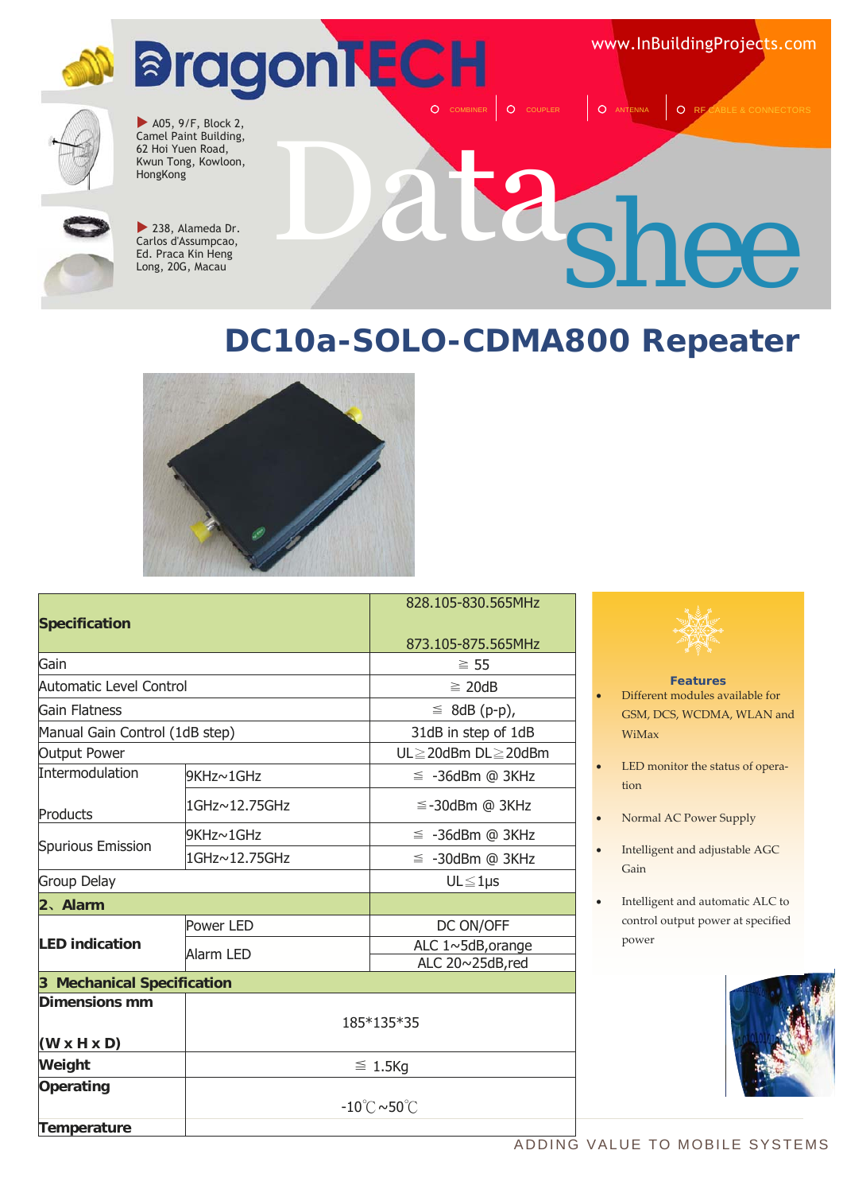# DragonTECH

▶ A05, 9/F, Block 2, Camel Paint Building, 62 Hoi Yuen Road, Kwun Tong, Kowloon, HongKong

▶ 238, Alameda Dr. Carlos d'Assumpcao, Ed. Praca Kin Heng Long, 20G, Macau

www.InBuildingProjects.com

COMBINER | COUPLER | ANTENNA | RF CABLE & CONNECTORS

Datashee

# DC10a-SOLO-CDMA800 Repeater

| **Specification** | | 828.105-830.565MHz<br>873.105-875.565MHz |
|---|---|---|
| Gain | | ≧ 55 |
| Automatic Level Control | | ≧ 20dB |
| Gain Flatness | | ≦ 8dB (p-p), |
| Manual Gain Control (1dB step) | | 31dB in step of 1dB |
| Output Power | | UL≧20dBm DL≧20dBm |
| Intermodulation Products | 9KHz~1GHz | ≦ -36dBm @ 3KHz |
| | 1GHz~12.75GHz | ≦-30dBm @ 3KHz |
| Spurious Emission | 9KHz~1GHz | ≦ -36dBm @ 3KHz |
| | 1GHz~12.75GHz | ≦ -30dBm @ 3KHz |
| Group Delay | | UL≦1μs |
| **2、Alarm** | | |
| **LED indication** | Power LED | DC ON/OFF |
| | Alarm LED | ALC 1~5dB,orange<br>ALC 20~25dB,red |
| **3 Mechanical Specification** | | |
| **Dimensions mm (W x H x D)** | 185*135*35 | |
| **Weight** | ≦ 1.5Kg | |
| **Operating Temperature** | -10℃~50℃ | |

**Features**

- Different modules available for GSM, DCS, WCDMA, WLAN and WiMax
- LED monitor the status of operation
- Normal AC Power Supply
- Intelligent and adjustable AGC Gain
- Intelligent and automatic ALC to control output power at specified power

ADDING VALUE TO MOBILE SYSTEMS